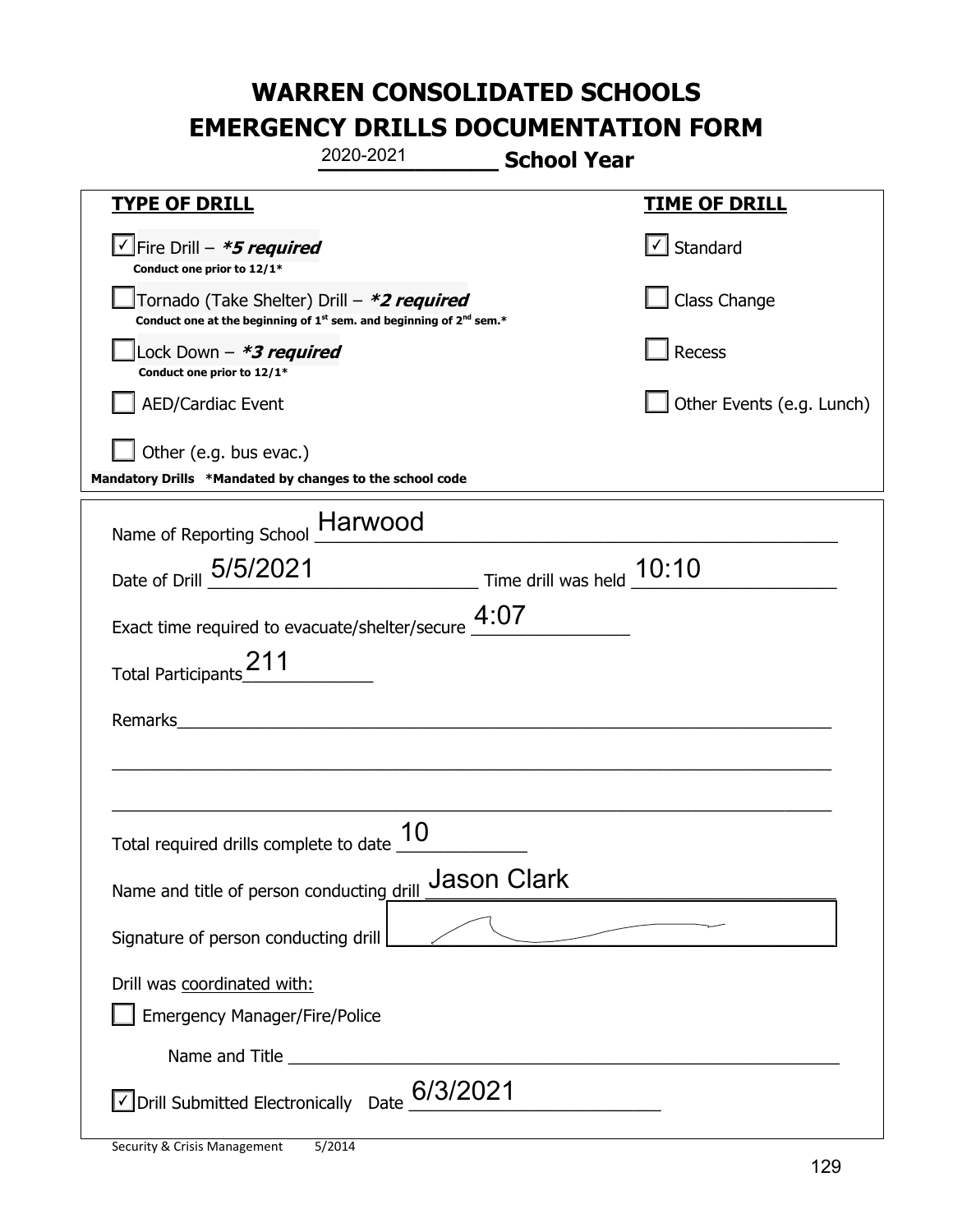# WARREN CONSOLIDATED SCHOOLS
# EMERGENCY DRILLS DOCUMENTATION FORM

2020-2021 **School Year**

| **TYPE OF DRILL** | **TIME OF DRILL** |
|---|---|
| ☑ Fire Drill – ***5 required*** <br> **Conduct one prior to 12/1*** | ☑ Standard |
| ☐ Tornado (Take Shelter) Drill – ***2 required*** <br> **Conduct one at the beginning of 1st sem. and beginning of 2nd sem.*** | ☐ Class Change |
| ☐ Lock Down – ***3 required*** <br> **Conduct one prior to 12/1*** | ☐ Recess |
| ☐ AED/Cardiac Event | ☐ Other Events (e.g. Lunch) |
| ☐ Other (e.g. bus evac.) | |

**Mandatory Drills** ***Mandated by changes to the school code**

Name of Reporting School Harwood

Date of Drill 5/5/2021 Time drill was held 10:10

Exact time required to evacuate/shelter/secure 4:07

Total Participants 211

Remarks

Total required drills complete to date 10

Name and title of person conducting drill Jason Clark

Signature of person conducting drill

Drill was coordinated with:

☐ Emergency Manager/Fire/Police

Name and Title

☑ Drill Submitted Electronically Date 6/3/2021

Security & Crisis Management 5/2014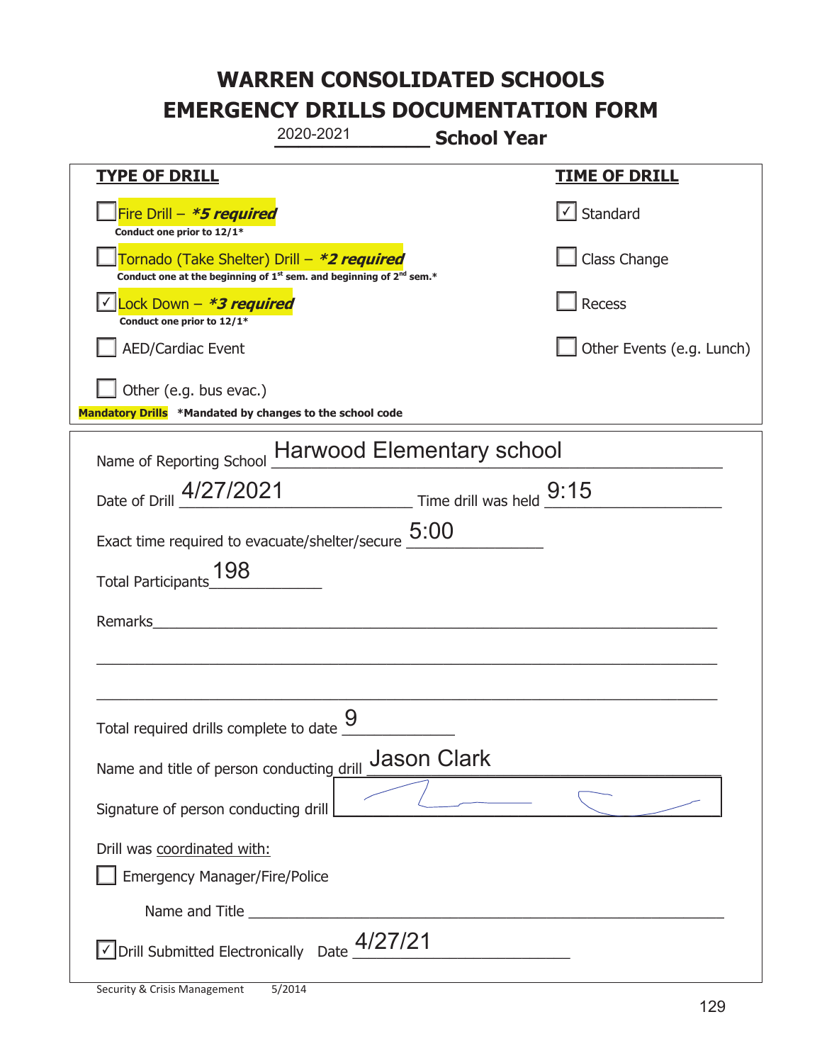# WARREN CONSOLIDATED SCHOOLS
# EMERGENCY DRILLS DOCUMENTATION FORM

2020-2021 **School Year**

| TYPE OF DRILL | TIME OF DRILL |
|---|---|
| ☐ Fire Drill – ***5 required*** <br> **Conduct one prior to 12/1*** | ☑ Standard |
| ☐ Tornado (Take Shelter) Drill – ***2 required*** <br> **Conduct one at the beginning of 1st sem. and beginning of 2nd sem.*** | ☐ Class Change |
| ☑ Lock Down – ***3 required*** <br> **Conduct one prior to 12/1*** | ☐ Recess |
| ☐ AED/Cardiac Event | ☐ Other Events (e.g. Lunch) |
| ☐ Other (e.g. bus evac.) | |

**Mandatory Drills** **\*Mandated by changes to the school code**

Name of Reporting School: Harwood Elementary school

Date of Drill: 4/27/2021 Time drill was held: 9:15

Exact time required to evacuate/shelter/secure: 5:00

Total Participants: 198

Remarks: ______________________________________________

Total required drills complete to date: 9

Name and title of person conducting drill: Jason Clark

Signature of person conducting drill: [signature]

Drill was coordinated with:

☐ Emergency Manager/Fire/Police

Name and Title ______________________________________________

☑ Drill Submitted Electronically Date: 4/27/21

Security & Crisis Management 5/2014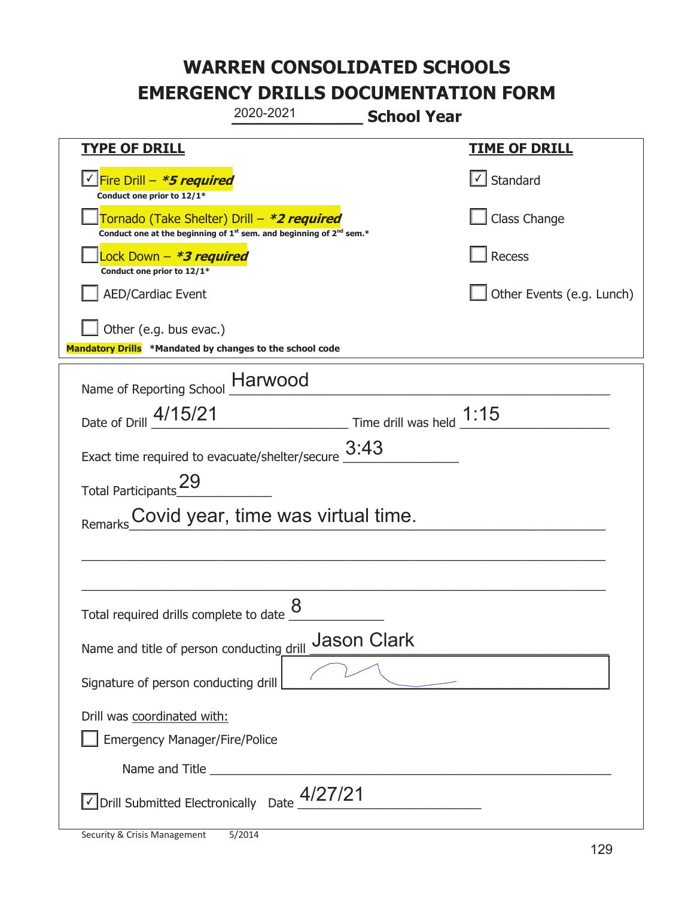# WARREN CONSOLIDATED SCHOOLS
# EMERGENCY DRILLS DOCUMENTATION FORM

2020-2021 **School Year**

| **TYPE OF DRILL** | **TIME OF DRILL** |
|---|---|
| ☑ Fire Drill – ***5 required*** <br> **Conduct one prior to 12/1*** | ☑ Standard |
| ☐ Tornado (Take Shelter) Drill – ***2 required*** <br> **Conduct one at the beginning of 1st sem. and beginning of 2nd sem.*** | ☐ Class Change |
| ☐ Lock Down – ***3 required*** <br> **Conduct one prior to 12/1*** | ☐ Recess |
| ☐ AED/Cardiac Event | ☐ Other Events (e.g. Lunch) |
| ☐ Other (e.g. bus evac.) | |

**Mandatory Drills** ***Mandated by changes to the school code**

Name of Reporting School: Harwood

Date of Drill: 4/15/21 Time drill was held: 1:15

Exact time required to evacuate/shelter/secure: 3:43

Total Participants: 29

Remarks: Covid year, time was virtual time.

Total required drills complete to date: 8

Name and title of person conducting drill: Jason Clark

Signature of person conducting drill: [signature]

Drill was coordinated with:

☐ Emergency Manager/Fire/Police

Name and Title ______________________

☑ Drill Submitted Electronically Date: 4/27/21

Security & Crisis Management 5/2014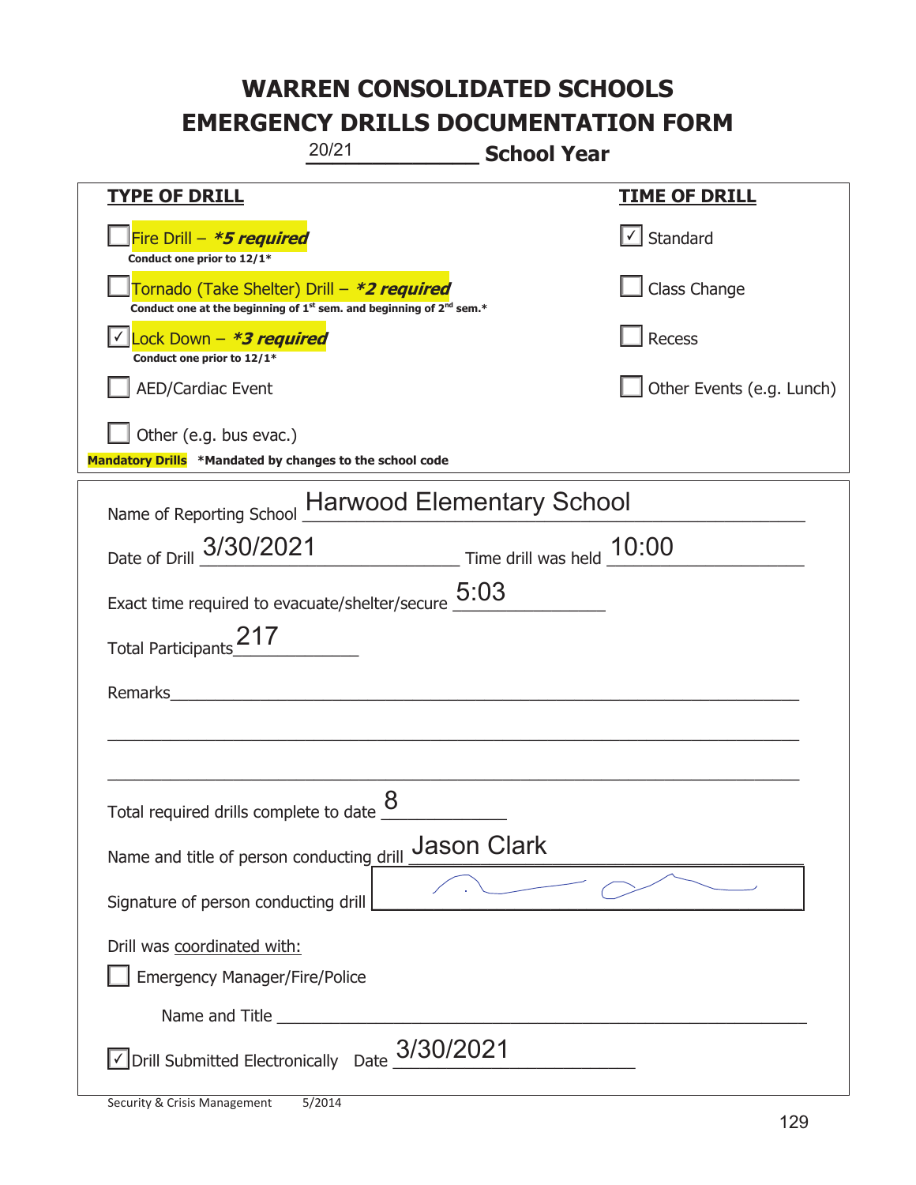# WARREN CONSOLIDATED SCHOOLS
# EMERGENCY DRILLS DOCUMENTATION FORM

20/21 **School Year**

| **TYPE OF DRILL** | **TIME OF DRILL** |
|---|---|
| ☐ Fire Drill – ***5 required** <br> **Conduct one prior to 12/1*** | ☑ Standard |
| ☐ Tornado (Take Shelter) Drill – ***2 required** <br> **Conduct one at the beginning of 1st sem. and beginning of 2nd sem.*** | ☐ Class Change |
| ☑ Lock Down – ***3 required** <br> **Conduct one prior to 12/1*** | ☐ Recess |
| ☐ AED/Cardiac Event | ☐ Other Events (e.g. Lunch) |
| ☐ Other (e.g. bus evac.) | |

**Mandatory Drills** **\*Mandated by changes to the school code**

Name of Reporting School: Harwood Elementary School

Date of Drill: 3/30/2021 Time drill was held: 10:00

Exact time required to evacuate/shelter/secure: 5:03

Total Participants: 217

Remarks: ______________________________

Total required drills complete to date: 8

Name and title of person conducting drill: Jason Clark

Signature of person conducting drill: [signature]

Drill was coordinated with:

☐ Emergency Manager/Fire/Police

Name and Title: ______________________________

☑ Drill Submitted Electronically Date: 3/30/2021

Security & Crisis Management 5/2014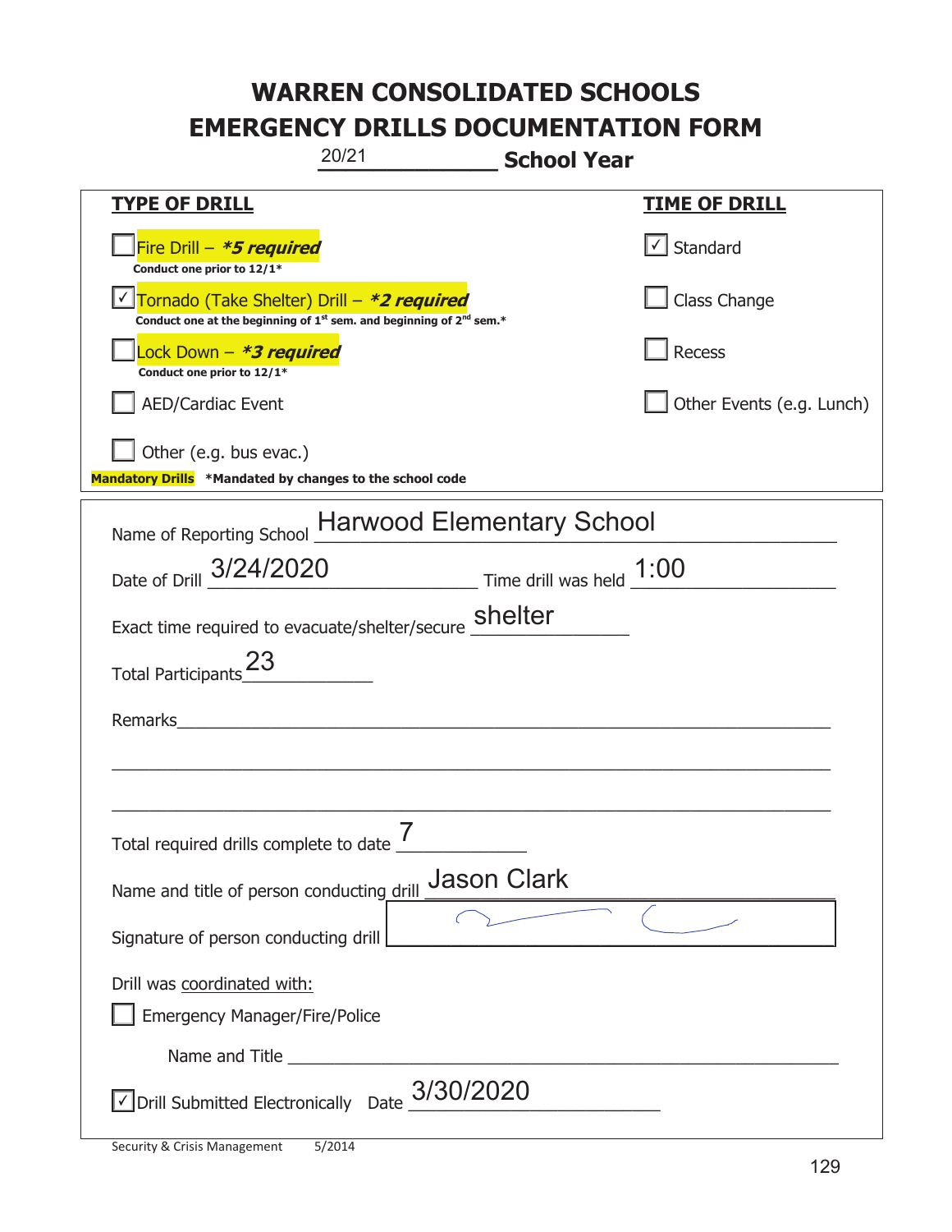# WARREN CONSOLIDATED SCHOOLS
# EMERGENCY DRILLS DOCUMENTATION FORM

20/21 **School Year**

| **TYPE OF DRILL** | **TIME OF DRILL** |
|---|---|
| ☐ Fire Drill – ***5 required*** <br> **Conduct one prior to 12/1*** | ☑ Standard |
| ☑ Tornado (Take Shelter) Drill – ***2 required*** <br> **Conduct one at the beginning of 1st sem. and beginning of 2nd sem.*** | ☐ Class Change |
| ☐ Lock Down – ***3 required*** <br> **Conduct one prior to 12/1*** | ☐ Recess |
| ☐ AED/Cardiac Event | ☐ Other Events (e.g. Lunch) |
| ☐ Other (e.g. bus evac.) | |

**Mandatory Drills** ***Mandated by changes to the school code**

Name of Reporting School: Harwood Elementary School

Date of Drill: 3/24/2020 Time drill was held: 1:00

Exact time required to evacuate/shelter/secure: shelter

Total Participants: 23

Remarks: ____________________

Total required drills complete to date: 7

Name and title of person conducting drill: Jason Clark

Signature of person conducting drill: [signature]

Drill was coordinated with:

☐ Emergency Manager/Fire/Police

Name and Title ____________________

☑ Drill Submitted Electronically Date: 3/30/2020

Security & Crisis Management 5/2014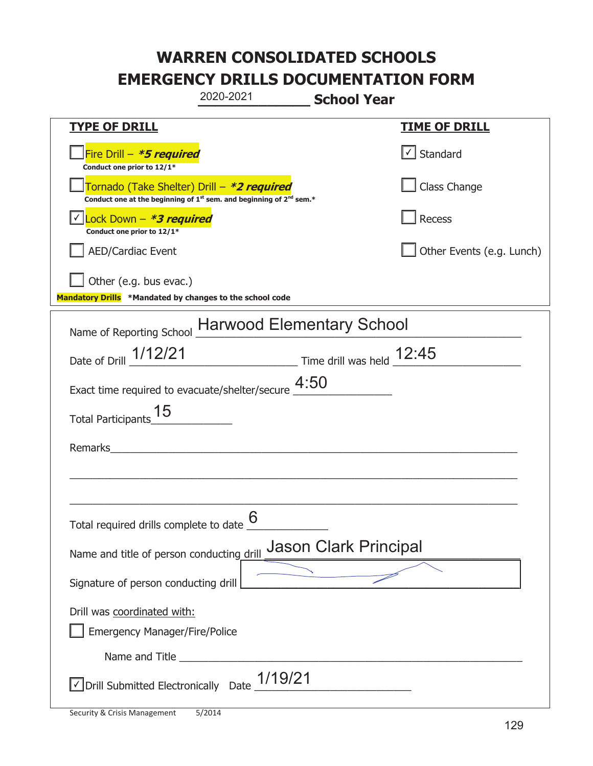# WARREN CONSOLIDATED SCHOOLS
# EMERGENCY DRILLS DOCUMENTATION FORM

2020-2021 **School Year**

| **TYPE OF DRILL** | **TIME OF DRILL** |
|---|---|
| ☐ Fire Drill – ***5 required*** <br> **Conduct one prior to 12/1*** | ☑ Standard |
| ☐ Tornado (Take Shelter) Drill – ***2 required*** <br> **Conduct one at the beginning of 1st sem. and beginning of 2nd sem.*** | ☐ Class Change |
| ☑ Lock Down – ***3 required*** <br> **Conduct one prior to 12/1*** | ☐ Recess |
| ☐ AED/Cardiac Event | ☐ Other Events (e.g. Lunch) |
| ☐ Other (e.g. bus evac.) | |

**Mandatory Drills** **\*Mandated by changes to the school code**

Name of Reporting School: Harwood Elementary School

Date of Drill: 1/12/21 Time drill was held: 12:45

Exact time required to evacuate/shelter/secure: 4:50

Total Participants: 15

Remarks: ______________________________

Total required drills complete to date: 6

Name and title of person conducting drill: Jason Clark Principal

Signature of person conducting drill: [signature]

Drill was coordinated with:

☐ Emergency Manager/Fire/Police

Name and Title ______________________________

☑ Drill Submitted Electronically Date: 1/19/21

Security & Crisis Management 5/2014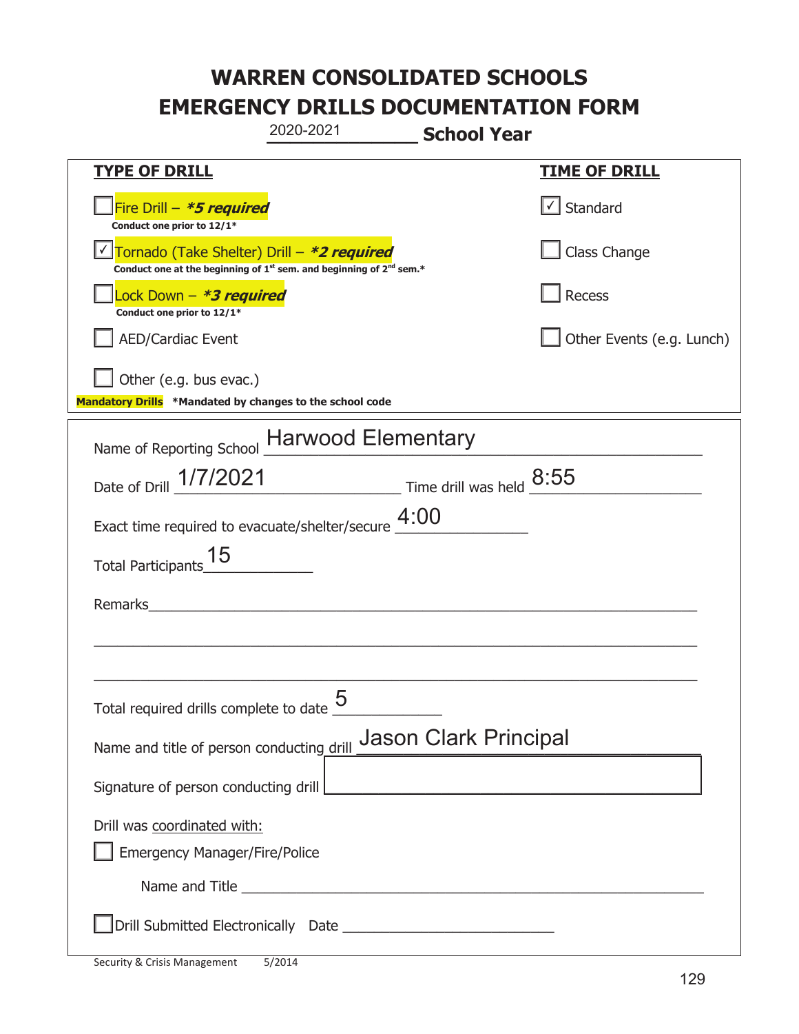# WARREN CONSOLIDATED SCHOOLS
# EMERGENCY DRILLS DOCUMENTATION FORM

2020-2021 **School Year**

| TYPE OF DRILL | TIME OF DRILL |
|---|---|
| ☐ Fire Drill – ***5 required*** <br> **Conduct one prior to 12/1*** | ☑ Standard |
| ☑ Tornado (Take Shelter) Drill – ***2 required*** <br> **Conduct one at the beginning of 1st sem. and beginning of 2nd sem.*** | ☐ Class Change |
| ☐ Lock Down – ***3 required*** <br> **Conduct one prior to 12/1*** | ☐ Recess |
| ☐ AED/Cardiac Event | ☐ Other Events (e.g. Lunch) |
| ☐ Other (e.g. bus evac.) | |

**Mandatory Drills** **\*Mandated by changes to the school code**

Name of Reporting School: Harwood Elementary

Date of Drill: 1/7/2021 Time drill was held: 8:55

Exact time required to evacuate/shelter/secure: 4:00

Total Participants: 15

Remarks: ______________________________

Total required drills complete to date: 5

Name and title of person conducting drill: Jason Clark Principal

Signature of person conducting drill: ______________________________

Drill was coordinated with:

☐ Emergency Manager/Fire/Police

Name and Title ______________________________

☐ Drill Submitted Electronically Date ______________________________

Security & Crisis Management 5/2014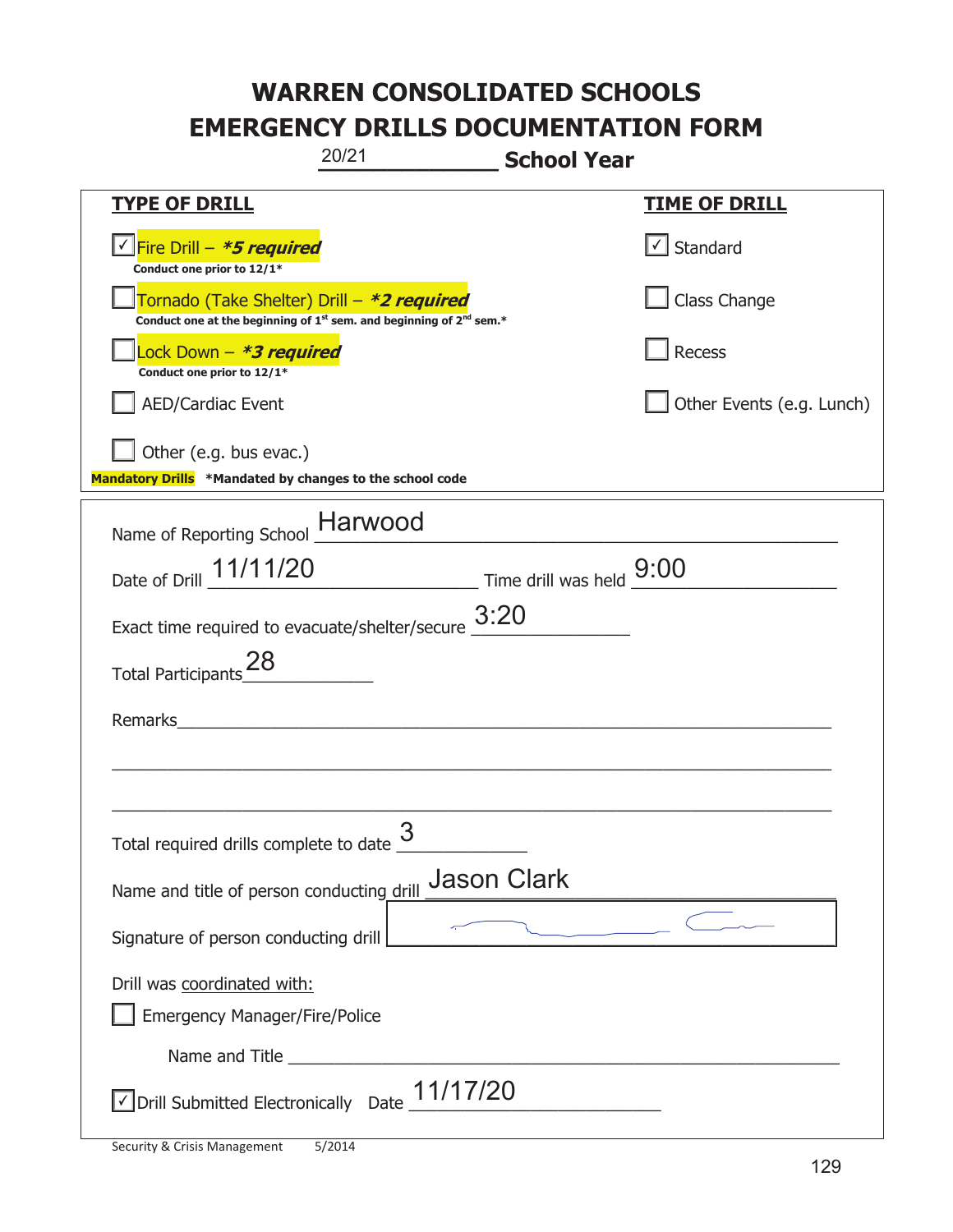# WARREN CONSOLIDATED SCHOOLS
# EMERGENCY DRILLS DOCUMENTATION FORM

20/21 **School Year**

| **TYPE OF DRILL** | **TIME OF DRILL** |
|---|---|
| ☑ Fire Drill – ***5 required** <br> **Conduct one prior to 12/1*** | ☑ Standard |
| ☐ Tornado (Take Shelter) Drill – ***2 required** <br> **Conduct one at the beginning of 1st sem. and beginning of 2nd sem.*** | ☐ Class Change |
| ☐ Lock Down – ***3 required** <br> **Conduct one prior to 12/1*** | ☐ Recess |
| ☐ AED/Cardiac Event | ☐ Other Events (e.g. Lunch) |
| ☐ Other (e.g. bus evac.) | |

**Mandatory Drills** ***Mandated by changes to the school code**

Name of Reporting School: Harwood

Date of Drill: 11/11/20  Time drill was held: 9:00

Exact time required to evacuate/shelter/secure: 3:20

Total Participants: 28

Remarks: ____________________

Total required drills complete to date: 3

Name and title of person conducting drill: Jason Clark

Signature of person conducting drill: [signature]

Drill was coordinated with:

☐ Emergency Manager/Fire/Police

Name and Title ____________________

☑ Drill Submitted Electronically Date: 11/17/20

Security & Crisis Management 5/2014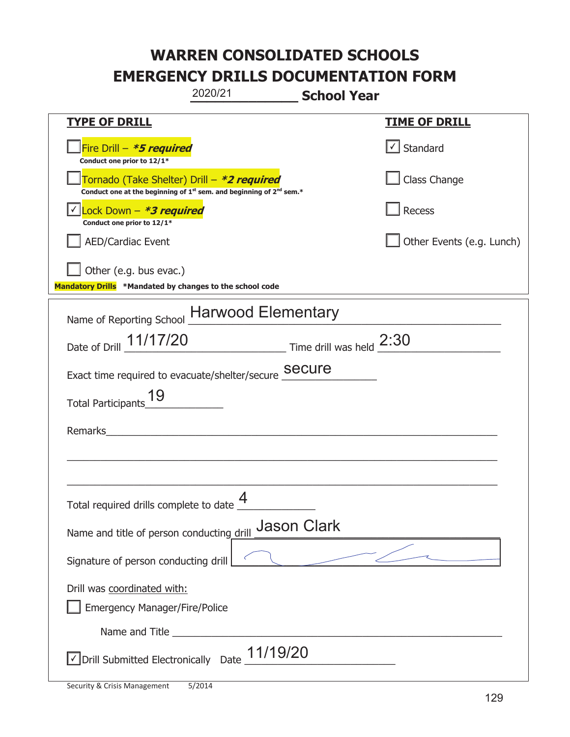# WARREN CONSOLIDATED SCHOOLS
# EMERGENCY DRILLS DOCUMENTATION FORM

2020/21 **School Year**

| **TYPE OF DRILL** | **TIME OF DRILL** |
|---|---|
| ☐ Fire Drill – ***5 required** <br> **Conduct one prior to 12/1*** | ☑ Standard |
| ☐ Tornado (Take Shelter) Drill – ***2 required** <br> **Conduct one at the beginning of 1st sem. and beginning of 2nd sem.*** | ☐ Class Change |
| ☑ Lock Down – ***3 required** <br> **Conduct one prior to 12/1*** | ☐ Recess |
| ☐ AED/Cardiac Event | ☐ Other Events (e.g. Lunch) |
| ☐ Other (e.g. bus evac.) | |

**Mandatory Drills** **\*Mandated by changes to the school code**

Name of Reporting School: Harwood Elementary

Date of Drill: 11/17/20 Time drill was held: 2:30

Exact time required to evacuate/shelter/secure: secure

Total Participants: 19

Remarks: ______________________________________________

Total required drills complete to date: 4

Name and title of person conducting drill: Jason Clark

Signature of person conducting drill: [signature]

Drill was coordinated with:

☐ Emergency Manager/Fire/Police

Name and Title ______________________________________________

☑ Drill Submitted Electronically Date: 11/19/20

Security & Crisis Management 5/2014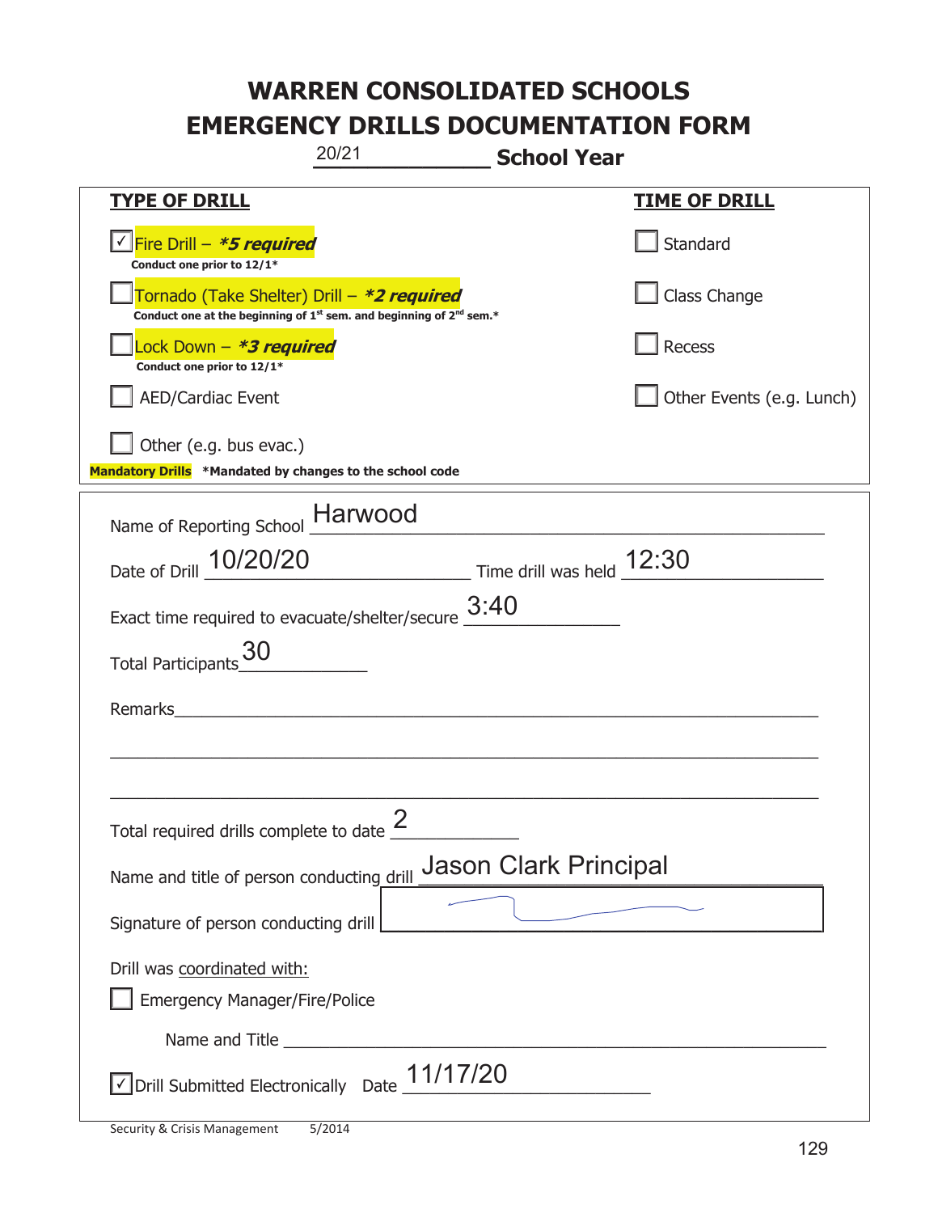# WARREN CONSOLIDATED SCHOOLS
# EMERGENCY DRILLS DOCUMENTATION FORM

20/21 **School Year**

| **TYPE OF DRILL** | **TIME OF DRILL** |
|---|---|
| ☑ Fire Drill – ***5 required** <br> **Conduct one prior to 12/1*** | ☐ Standard |
| ☐ Tornado (Take Shelter) Drill – ***2 required** <br> **Conduct one at the beginning of 1st sem. and beginning of 2nd sem.*** | ☐ Class Change |
| ☐ Lock Down – ***3 required** <br> **Conduct one prior to 12/1*** | ☐ Recess |
| ☐ AED/Cardiac Event | ☐ Other Events (e.g. Lunch) |
| ☐ Other (e.g. bus evac.) | |

**Mandatory Drills** ***Mandated by changes to the school code**

Name of Reporting School: Harwood

Date of Drill: 10/20/20 Time drill was held: 12:30

Exact time required to evacuate/shelter/secure: 3:40

Total Participants: 30

Remarks: ______________________________

Total required drills complete to date: 2

Name and title of person conducting drill: Jason Clark Principal

Signature of person conducting drill: [signature]

Drill was coordinated with:

☐ Emergency Manager/Fire/Police

Name and Title ______________________________

☑ Drill Submitted Electronically Date: 11/17/20

Security & Crisis Management 5/2014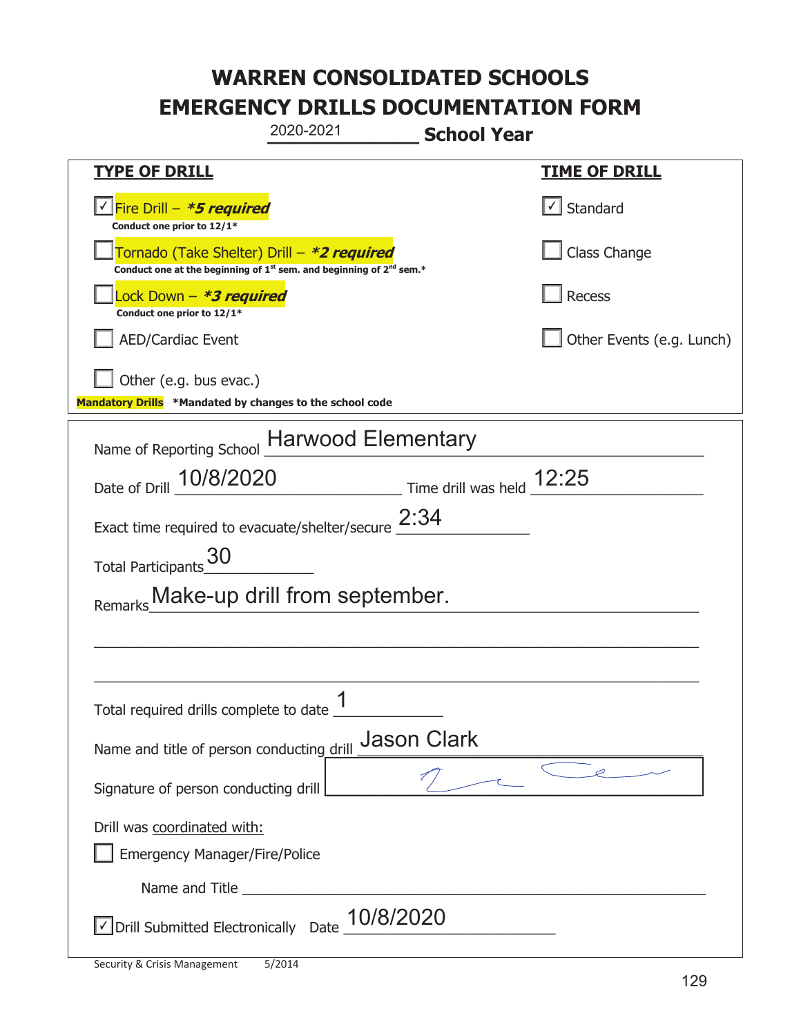# WARREN CONSOLIDATED SCHOOLS
# EMERGENCY DRILLS DOCUMENTATION FORM

2020-2021 **School Year**

| **TYPE OF DRILL** | **TIME OF DRILL** |
|---|---|
| ☑ Fire Drill – ***5 required*** <br> **Conduct one prior to 12/1*** | ☑ Standard |
| ☐ Tornado (Take Shelter) Drill – ***2 required*** <br> **Conduct one at the beginning of 1st sem. and beginning of 2nd sem.*** | ☐ Class Change |
| ☐ Lock Down – ***3 required*** <br> **Conduct one prior to 12/1*** | ☐ Recess |
| ☐ AED/Cardiac Event | ☐ Other Events (e.g. Lunch) |
| ☐ Other (e.g. bus evac.) | |

**Mandatory Drills** ***Mandated by changes to the school code**

Name of Reporting School: Harwood Elementary

Date of Drill: 10/8/2020 Time drill was held: 12:25

Exact time required to evacuate/shelter/secure: 2:34

Total Participants: 30

Remarks: Make-up drill from september.

Total required drills complete to date: 1

Name and title of person conducting drill: Jason Clark

Signature of person conducting drill: [signature]

Drill was coordinated with:

☐ Emergency Manager/Fire/Police

Name and Title ______________________

☑ Drill Submitted Electronically Date: 10/8/2020

Security & Crisis Management 5/2014